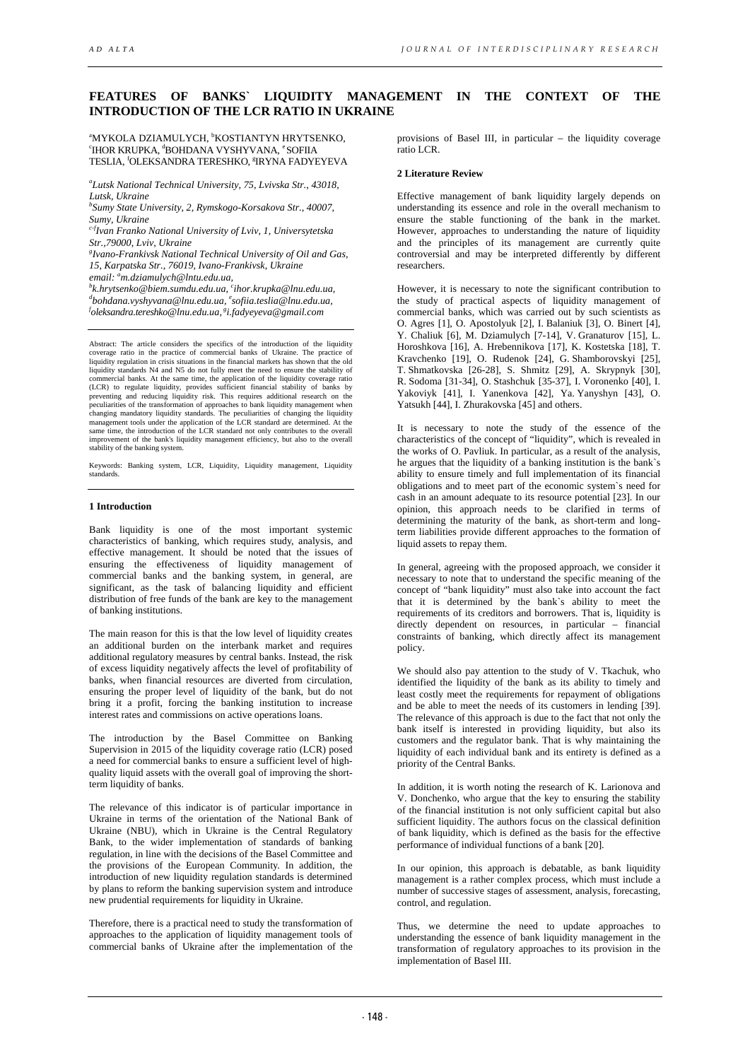# FEATURES OF BANKS` LIQUIDITY MANAGEMENT IN THE CONTEXT OF THE INTRODUCTION OF THE LCR RATIO IN UKRAINE

[a]MYKOLA DZIAMULYCH, [b]KOSTIANTYN HRYTSENKO, [c]IHOR KRUPKA, [d]BOHDANA VYSHYVANA, [e]SOFIIA TESLIA, [f]OLEKSANDRA TERESHKO, [g]IRYNA FADYEYEVA

*[a]Lutsk National Technical University, 75, Lvivska Str., 43018, Lutsk, Ukraine*
*[b]Sumy State University, 2, Rymskogo-Korsakova Str., 40007, Sumy, Ukraine*
*[c-f]Ivan Franko National University of Lviv, 1, Universytetska Str.,79000, Lviv, Ukraine*
*[g]Ivano-Frankivsk National Technical University of Oil and Gas, 15, Karpatska Str., 76019, Ivano-Frankivsk, Ukraine*
*email: [a]m.dziamulych@lntu.edu.ua, [b]k.hrytsenko@biem.sumdu.edu.ua, [c]ihor.krupka@lnu.edu.ua, [d]bohdana.vyshyvana@lnu.edu.ua, [e]sofiia.teslia@lnu.edu.ua, [f]oleksandra.tereshko@lnu.edu.ua, [g]i.fadyeyeva@gmail.com*

Abstract: The article considers the specifics of the introduction of the liquidity coverage ratio in the practice of commercial banks of Ukraine. The practice of liquidity regulation in crisis situations in the financial markets has shown that the old liquidity standards N4 and N5 do not fully meet the need to ensure the stability of commercial banks. At the same time, the application of the liquidity coverage ratio (LCR) to regulate liquidity, provides sufficient financial stability of banks by preventing and reducing liquidity risk. This requires additional research on the peculiarities of the transformation of approaches to bank liquidity management when changing mandatory liquidity standards. The peculiarities of changing the liquidity management tools under the application of the LCR standard are determined. At the same time, the introduction of the LCR standard not only contributes to the overall improvement of the bank's liquidity management efficiency, but also to the overall stability of the banking system.

Keywords: Banking system, LCR, Liquidity, Liquidity management, Liquidity standards.

## 1 Introduction

Bank liquidity is one of the most important systemic characteristics of banking, which requires study, analysis, and effective management. It should be noted that the issues of ensuring the effectiveness of liquidity management of commercial banks and the banking system, in general, are significant, as the task of balancing liquidity and efficient distribution of free funds of the bank are key to the management of banking institutions.

The main reason for this is that the low level of liquidity creates an additional burden on the interbank market and requires additional regulatory measures by central banks. Instead, the risk of excess liquidity negatively affects the level of profitability of banks, when financial resources are diverted from circulation, ensuring the proper level of liquidity of the bank, but do not bring it a profit, forcing the banking institution to increase interest rates and commissions on active operations loans.

The introduction by the Basel Committee on Banking Supervision in 2015 of the liquidity coverage ratio (LCR) posed a need for commercial banks to ensure a sufficient level of high-quality liquid assets with the overall goal of improving the short-term liquidity of banks.

The relevance of this indicator is of particular importance in Ukraine in terms of the orientation of the National Bank of Ukraine (NBU), which in Ukraine is the Central Regulatory Bank, to the wider implementation of standards of banking regulation, in line with the decisions of the Basel Committee and the provisions of the European Community. In addition, the introduction of new liquidity regulation standards is determined by plans to reform the banking supervision system and introduce new prudential requirements for liquidity in Ukraine.

Therefore, there is a practical need to study the transformation of approaches to the application of liquidity management tools of commercial banks of Ukraine after the implementation of the provisions of Basel III, in particular – the liquidity coverage ratio LCR.

## 2 Literature Review

Effective management of bank liquidity largely depends on understanding its essence and role in the overall mechanism to ensure the stable functioning of the bank in the market. However, approaches to understanding the nature of liquidity and the principles of its management are currently quite controversial and may be interpreted differently by different researchers.

However, it is necessary to note the significant contribution to the study of practical aspects of liquidity management of commercial banks, which was carried out by such scientists as O. Agres [1], O. Apostolyuk [2], I. Balaniuk [3], O. Binert [4], Y. Chaliuk [6], M. Dziamulych [7-14], V. Granaturov [15], L. Horoshkova [16], A. Hrebennikova [17], K. Kostetska [18], T. Kravchenko [19], O. Rudenok [24], G. Shamborovskyi [25], T. Shmatkovska [26-28], S. Shmitz [29], A. Skrypnyk [30], R. Sodoma [31-34], O. Stashchuk [35-37], I. Voronenko [40], I. Yakoviyk [41], I. Yanenkova [42], Ya. Yanyshyn [43], O. Yatsukh [44], I. Zhurakovska [45] and others.

It is necessary to note the study of the essence of the characteristics of the concept of "liquidity", which is revealed in the works of O. Pavliuk. In particular, as a result of the analysis, he argues that the liquidity of a banking institution is the bank`s ability to ensure timely and full implementation of its financial obligations and to meet part of the economic system`s need for cash in an amount adequate to its resource potential [23]. In our opinion, this approach needs to be clarified in terms of determining the maturity of the bank, as short-term and long-term liabilities provide different approaches to the formation of liquid assets to repay them.

In general, agreeing with the proposed approach, we consider it necessary to note that to understand the specific meaning of the concept of "bank liquidity" must also take into account the fact that it is determined by the bank`s ability to meet the requirements of its creditors and borrowers. That is, liquidity is directly dependent on resources, in particular – financial constraints of banking, which directly affect its management policy.

We should also pay attention to the study of V. Tkachuk, who identified the liquidity of the bank as its ability to timely and least costly meet the requirements for repayment of obligations and be able to meet the needs of its customers in lending [39]. The relevance of this approach is due to the fact that not only the bank itself is interested in providing liquidity, but also its customers and the regulator bank. That is why maintaining the liquidity of each individual bank and its entirety is defined as a priority of the Central Banks.

In addition, it is worth noting the research of K. Larionova and V. Donchenko, who argue that the key to ensuring the stability of the financial institution is not only sufficient capital but also sufficient liquidity. The authors focus on the classical definition of bank liquidity, which is defined as the basis for the effective performance of individual functions of a bank [20].

In our opinion, this approach is debatable, as bank liquidity management is a rather complex process, which must include a number of successive stages of assessment, analysis, forecasting, control, and regulation.

Thus, we determine the need to update approaches to understanding the essence of bank liquidity management in the transformation of regulatory approaches to its provision in the implementation of Basel III.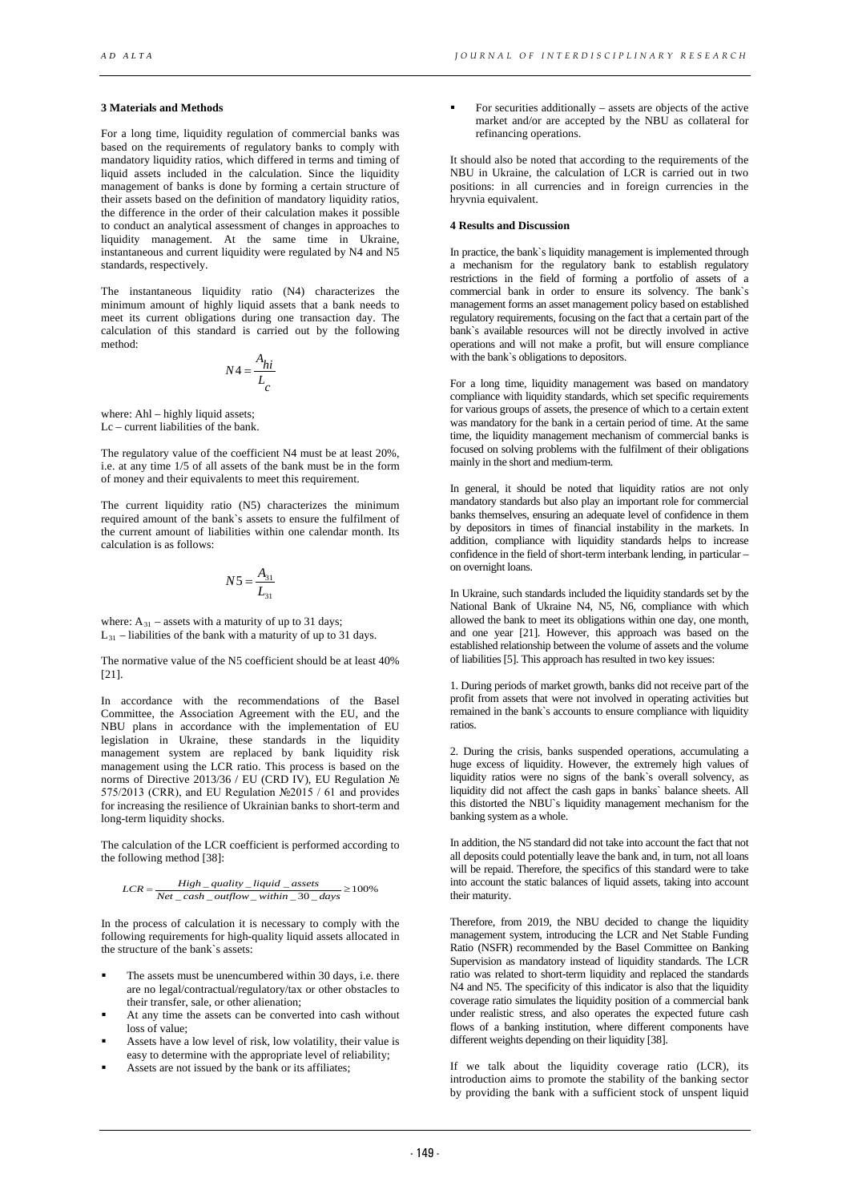### 3 Materials and Methods

For a long time, liquidity regulation of commercial banks was based on the requirements of regulatory banks to comply with mandatory liquidity ratios, which differed in terms and timing of liquid assets included in the calculation. Since the liquidity management of banks is done by forming a certain structure of their assets based on the definition of mandatory liquidity ratios, the difference in the order of their calculation makes it possible to conduct an analytical assessment of changes in approaches to liquidity management. At the same time in Ukraine, instantaneous and current liquidity were regulated by N4 and N5 standards, respectively.

The instantaneous liquidity ratio (N4) characterizes the minimum amount of highly liquid assets that a bank needs to meet its current obligations during one transaction day. The calculation of this standard is carried out by the following method:

$$N4 = \frac{A_{hi}}{L_c}$$

where: Ahl – highly liquid assets;
Lc – current liabilities of the bank.

The regulatory value of the coefficient N4 must be at least 20%, i.e. at any time 1/5 of all assets of the bank must be in the form of money and their equivalents to meet this requirement.

The current liquidity ratio (N5) characterizes the minimum required amount of the bank`s assets to ensure the fulfilment of the current amount of liabilities within one calendar month. Its calculation is as follows:

$$N5 = \frac{A_{31}}{L_{31}}$$

where: $A_{31}$ – assets with a maturity of up to 31 days;
$L_{31}$ – liabilities of the bank with a maturity of up to 31 days.

The normative value of the N5 coefficient should be at least 40% [21].

In accordance with the recommendations of the Basel Committee, the Association Agreement with the EU, and the NBU plans in accordance with the implementation of EU legislation in Ukraine, these standards in the liquidity management system are replaced by bank liquidity risk management using the LCR ratio. This process is based on the norms of Directive 2013/36 / EU (CRD IV), EU Regulation № 575/2013 (CRR), and EU Regulation №2015 / 61 and provides for increasing the resilience of Ukrainian banks to short-term and long-term liquidity shocks.

The calculation of the LCR coefficient is performed according to the following method [38]:

$$LCR = \frac{High\_quality\_liquid\_assets}{Net\_cash\_outflow\_within\_30\_days} \geq 100\%$$

In the process of calculation it is necessary to comply with the following requirements for high-quality liquid assets allocated in the structure of the bank`s assets:

- The assets must be unencumbered within 30 days, i.e. there are no legal/contractual/regulatory/tax or other obstacles to their transfer, sale, or other alienation;
- At any time the assets can be converted into cash without loss of value;
- Assets have a low level of risk, low volatility, their value is easy to determine with the appropriate level of reliability;
- Assets are not issued by the bank or its affiliates;
- For securities additionally – assets are objects of the active market and/or are accepted by the NBU as collateral for refinancing operations.

It should also be noted that according to the requirements of the NBU in Ukraine, the calculation of LCR is carried out in two positions: in all currencies and in foreign currencies in the hryvnia equivalent.

### 4 Results and Discussion

In practice, the bank`s liquidity management is implemented through a mechanism for the regulatory bank to establish regulatory restrictions in the field of forming a portfolio of assets of a commercial bank in order to ensure its solvency. The bank`s management forms an asset management policy based on established regulatory requirements, focusing on the fact that a certain part of the bank`s available resources will not be directly involved in active operations and will not make a profit, but will ensure compliance with the bank`s obligations to depositors.

For a long time, liquidity management was based on mandatory compliance with liquidity standards, which set specific requirements for various groups of assets, the presence of which to a certain extent was mandatory for the bank in a certain period of time. At the same time, the liquidity management mechanism of commercial banks is focused on solving problems with the fulfilment of their obligations mainly in the short and medium-term.

In general, it should be noted that liquidity ratios are not only mandatory standards but also play an important role for commercial banks themselves, ensuring an adequate level of confidence in them by depositors in times of financial instability in the markets. In addition, compliance with liquidity standards helps to increase confidence in the field of short-term interbank lending, in particular – on overnight loans.

In Ukraine, such standards included the liquidity standards set by the National Bank of Ukraine N4, N5, N6, compliance with which allowed the bank to meet its obligations within one day, one month, and one year [21]. However, this approach was based on the established relationship between the volume of assets and the volume of liabilities [5]. This approach has resulted in two key issues:

1. During periods of market growth, banks did not receive part of the profit from assets that were not involved in operating activities but remained in the bank`s accounts to ensure compliance with liquidity ratios.

2. During the crisis, banks suspended operations, accumulating a huge excess of liquidity. However, the extremely high values of liquidity ratios were no signs of the bank`s overall solvency, as liquidity did not affect the cash gaps in banks` balance sheets. All this distorted the NBU`s liquidity management mechanism for the banking system as a whole.

In addition, the N5 standard did not take into account the fact that not all deposits could potentially leave the bank and, in turn, not all loans will be repaid. Therefore, the specifics of this standard were to take into account the static balances of liquid assets, taking into account their maturity.

Therefore, from 2019, the NBU decided to change the liquidity management system, introducing the LCR and Net Stable Funding Ratio (NSFR) recommended by the Basel Committee on Banking Supervision as mandatory instead of liquidity standards. The LCR ratio was related to short-term liquidity and replaced the standards N4 and N5. The specificity of this indicator is also that the liquidity coverage ratio simulates the liquidity position of a commercial bank under realistic stress, and also operates the expected future cash flows of a banking institution, where different components have different weights depending on their liquidity [38].

If we talk about the liquidity coverage ratio (LCR), its introduction aims to promote the stability of the banking sector by providing the bank with a sufficient stock of unspent liquid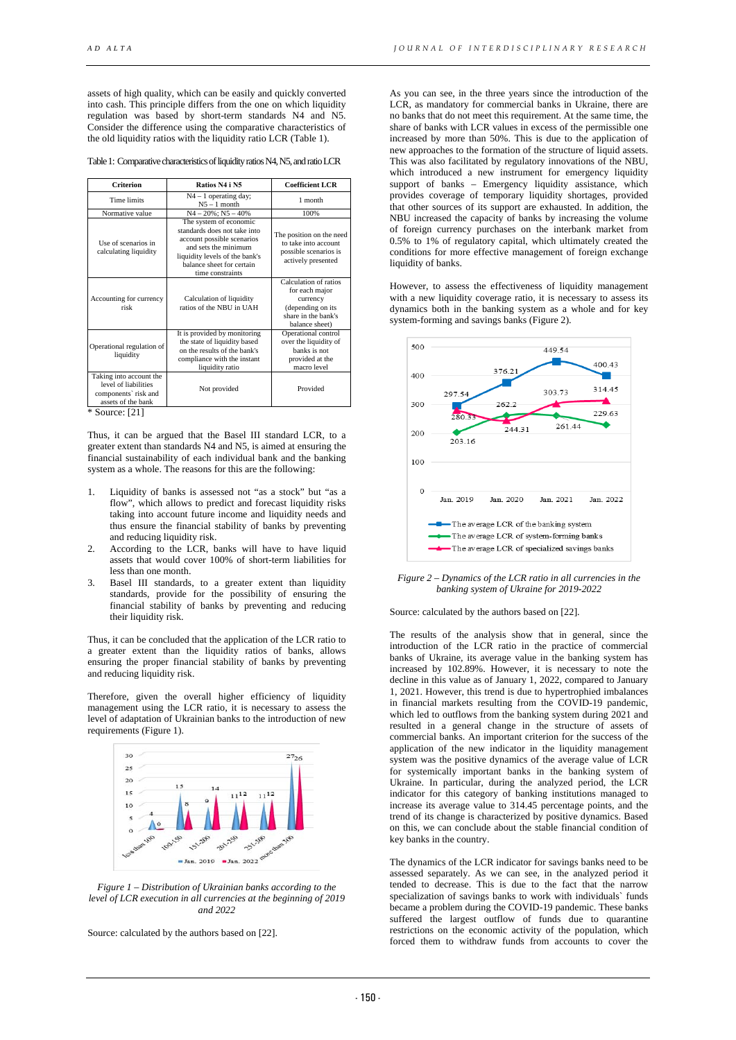assets of high quality, which can be easily and quickly converted into cash. This principle differs from the one on which liquidity regulation was based by short-term standards N4 and N5. Consider the difference using the comparative characteristics of the old liquidity ratios with the liquidity ratio LCR (Table 1).

Table 1: Comparative characteristics of liquidity ratios N4, N5, and ratio LCR

| Criterion | Ratios N4 i N5 | Coefficient LCR |
|---|---|---|
| Time limits | N4 – 1 operating day; N5 – 1 month | 1 month |
| Normative value | N4 – 20%; N5 – 40% | 100% |
| Use of scenarios in calculating liquidity | The system of economic standards does not take into account possible scenarios and sets the minimum liquidity levels of the bank's balance sheet for certain time constraints | The position on the need to take into account possible scenarios is actively presented |
| Accounting for currency risk | Calculation of liquidity ratios of the NBU in UAH | Calculation of ratios for each major currency (depending on its share in the bank's balance sheet) |
| Operational regulation of liquidity | It is provided by monitoring the state of liquidity based on the results of the bank's compliance with the instant liquidity ratio | Operational control over the liquidity of banks is not provided at the macro level |
| Taking into account the level of liabilities components` risk and assets of the bank | Not provided | Provided |

\* Source: [21]

Thus, it can be argued that the Basel III standard LCR, to a greater extent than standards N4 and N5, is aimed at ensuring the financial sustainability of each individual bank and the banking system as a whole. The reasons for this are the following:

1. Liquidity of banks is assessed not "as a stock" but "as a flow", which allows to predict and forecast liquidity risks taking into account future income and liquidity needs and thus ensure the financial stability of banks by preventing and reducing liquidity risk.
2. According to the LCR, banks will have to have liquid assets that would cover 100% of short-term liabilities for less than one month.
3. Basel III standards, to a greater extent than liquidity standards, provide for the possibility of ensuring the financial stability of banks by preventing and reducing their liquidity risk.

Thus, it can be concluded that the application of the LCR ratio to a greater extent than the liquidity ratios of banks, allows ensuring the proper financial stability of banks by preventing and reducing liquidity risk.

Therefore, given the overall higher efficiency of liquidity management using the LCR ratio, it is necessary to assess the level of adaptation of Ukrainian banks to the introduction of new requirements (Figure 1).

*Figure 1 – Distribution of Ukrainian banks according to the level of LCR execution in all currencies at the beginning of 2019 and 2022*

Source: calculated by the authors based on [22].

As you can see, in the three years since the introduction of the LCR, as mandatory for commercial banks in Ukraine, there are no banks that do not meet this requirement. At the same time, the share of banks with LCR values in excess of the permissible one increased by more than 50%. This is due to the application of new approaches to the formation of the structure of liquid assets. This was also facilitated by regulatory innovations of the NBU, which introduced a new instrument for emergency liquidity support of banks – Emergency liquidity assistance, which provides coverage of temporary liquidity shortages, provided that other sources of its support are exhausted. In addition, the NBU increased the capacity of banks by increasing the volume of foreign currency purchases on the interbank market from 0.5% to 1% of regulatory capital, which ultimately created the conditions for more effective management of foreign exchange liquidity of banks.

However, to assess the effectiveness of liquidity management with a new liquidity coverage ratio, it is necessary to assess its dynamics both in the banking system as a whole and for key system-forming and savings banks (Figure 2).

*Figure 2 – Dynamics of the LCR ratio in all currencies in the banking system of Ukraine for 2019-2022*

Source: calculated by the authors based on [22].

The results of the analysis show that in general, since the introduction of the LCR ratio in the practice of commercial banks of Ukraine, its average value in the banking system has increased by 102.89%. However, it is necessary to note the decline in this value as of January 1, 2022, compared to January 1, 2021. However, this trend is due to hypertrophied imbalances in financial markets resulting from the COVID-19 pandemic, which led to outflows from the banking system during 2021 and resulted in a general change in the structure of assets of commercial banks. An important criterion for the success of the application of the new indicator in the liquidity management system was the positive dynamics of the average value of LCR for systemically important banks in the banking system of Ukraine. In particular, during the analyzed period, the LCR indicator for this category of banking institutions managed to increase its average value to 314.45 percentage points, and the trend of its change is characterized by positive dynamics. Based on this, we can conclude about the stable financial condition of key banks in the country.

The dynamics of the LCR indicator for savings banks need to be assessed separately. As we can see, in the analyzed period it tended to decrease. This is due to the fact that the narrow specialization of savings banks to work with individuals` funds became a problem during the COVID-19 pandemic. These banks suffered the largest outflow of funds due to quarantine restrictions on the economic activity of the population, which forced them to withdraw funds from accounts to cover the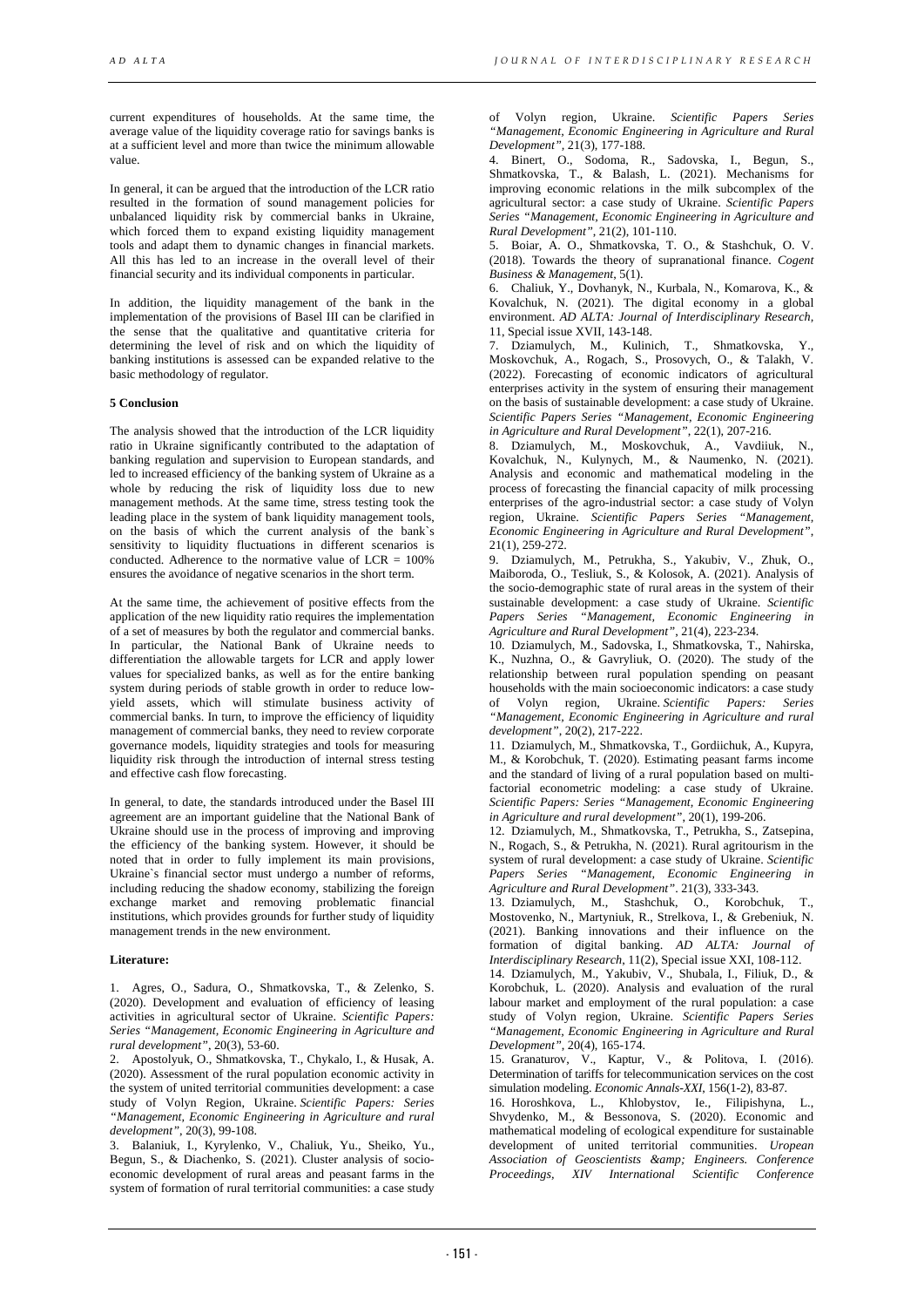current expenditures of households. At the same time, the average value of the liquidity coverage ratio for savings banks is at a sufficient level and more than twice the minimum allowable value.

In general, it can be argued that the introduction of the LCR ratio resulted in the formation of sound management policies for unbalanced liquidity risk by commercial banks in Ukraine, which forced them to expand existing liquidity management tools and adapt them to dynamic changes in financial markets. All this has led to an increase in the overall level of their financial security and its individual components in particular.

In addition, the liquidity management of the bank in the implementation of the provisions of Basel III can be clarified in the sense that the qualitative and quantitative criteria for determining the level of risk and on which the liquidity of banking institutions is assessed can be expanded relative to the basic methodology of regulator.

**5 Conclusion**

The analysis showed that the introduction of the LCR liquidity ratio in Ukraine significantly contributed to the adaptation of banking regulation and supervision to European standards, and led to increased efficiency of the banking system of Ukraine as a whole by reducing the risk of liquidity loss due to new management methods. At the same time, stress testing took the leading place in the system of bank liquidity management tools, on the basis of which the current analysis of the bank`s sensitivity to liquidity fluctuations in different scenarios is conducted. Adherence to the normative value of LCR = 100% ensures the avoidance of negative scenarios in the short term.

At the same time, the achievement of positive effects from the application of the new liquidity ratio requires the implementation of a set of measures by both the regulator and commercial banks. In particular, the National Bank of Ukraine needs to differentiation the allowable targets for LCR and apply lower values for specialized banks, as well as for the entire banking system during periods of stable growth in order to reduce low-yield assets, which will stimulate business activity of commercial banks. In turn, to improve the efficiency of liquidity management of commercial banks, they need to review corporate governance models, liquidity strategies and tools for measuring liquidity risk through the introduction of internal stress testing and effective cash flow forecasting.

In general, to date, the standards introduced under the Basel III agreement are an important guideline that the National Bank of Ukraine should use in the process of improving and improving the efficiency of the banking system. However, it should be noted that in order to fully implement its main provisions, Ukraine`s financial sector must undergo a number of reforms, including reducing the shadow economy, stabilizing the foreign exchange market and removing problematic financial institutions, which provides grounds for further study of liquidity management trends in the new environment.

**Literature:**

1. Agres, O., Sadura, O., Shmatkovska, T., & Zelenko, S. (2020). Development and evaluation of efficiency of leasing activities in agricultural sector of Ukraine. *Scientific Papers: Series "Management, Economic Engineering in Agriculture and rural development"*, 20(3), 53-60.
2. Apostolyuk, O., Shmatkovska, T., Chykalo, I., & Husak, A. (2020). Assessment of the rural population economic activity in the system of united territorial communities development: a case study of Volyn Region, Ukraine. *Scientific Papers: Series "Management, Economic Engineering in Agriculture and rural development"*, 20(3), 99-108.
3. Balaniuk, I., Kyrylenko, V., Chaliuk, Yu., Sheiko, Yu., Begun, S., & Diachenko, S. (2021). Cluster analysis of socio-economic development of rural areas and peasant farms in the system of formation of rural territorial communities: a case study of Volyn region, Ukraine. *Scientific Papers Series "Management, Economic Engineering in Agriculture and Rural Development"*, 21(3), 177-188.
4. Binert, O., Sodoma, R., Sadovska, I., Begun, S., Shmatkovska, T., & Balash, L. (2021). Mechanisms for improving economic relations in the milk subcomplex of the agricultural sector: a case study of Ukraine. *Scientific Papers Series "Management, Economic Engineering in Agriculture and Rural Development"*, 21(2), 101-110.
5. Boiar, A. O., Shmatkovska, T. O., & Stashchuk, O. V. (2018). Towards the theory of supranational finance. *Cogent Business & Management*, 5(1).
6. Chaliuk, Y., Dovhanyk, N., Kurbala, N., Komarova, K., & Kovalchuk, N. (2021). The digital economy in a global environment. *AD ALTA: Journal of Interdisciplinary Research*, 11, Special issue XVII, 143-148.
7. Dziamulych, M., Kulinich, T., Shmatkovska, Y., Moskovchuk, A., Rogach, S., Prosovych, O., & Talakh, V. (2022). Forecasting of economic indicators of agricultural enterprises activity in the system of ensuring their management on the basis of sustainable development: a case study of Ukraine. *Scientific Papers Series "Management, Economic Engineering in Agriculture and Rural Development"*, 22(1), 207-216.
8. Dziamulych, M., Moskovchuk, A., Vavdiiuk, N., Kovalchuk, N., Kulynych, M., & Naumenko, N. (2021). Analysis and economic and mathematical modeling in the process of forecasting the financial capacity of milk processing enterprises of the agro-industrial sector: a case study of Volyn region, Ukraine. *Scientific Papers Series "Management, Economic Engineering in Agriculture and Rural Development"*, 21(1), 259-272.
9. Dziamulych, M., Petrukha, S., Yakubiv, V., Zhuk, O., Maiboroda, O., Tesliuk, S., & Kolosok, A. (2021). Analysis of the socio-demographic state of rural areas in the system of their sustainable development: a case study of Ukraine. *Scientific Papers Series "Management, Economic Engineering in Agriculture and Rural Development"*, 21(4), 223-234.
10. Dziamulych, M., Sadovska, I., Shmatkovska, T., Nahirska, K., Nuzhna, O., & Gavryliuk, O. (2020). The study of the relationship between rural population spending on peasant households with the main socioeconomic indicators: a case study of Volyn region, Ukraine. *Scientific Papers: Series "Management, Economic Engineering in Agriculture and rural development"*, 20(2), 217-222.
11. Dziamulych, M., Shmatkovska, T., Gordiichuk, A., Kupyra, M., & Korobchuk, T. (2020). Estimating peasant farms income and the standard of living of a rural population based on multi-factorial econometric modeling: a case study of Ukraine. *Scientific Papers: Series "Management, Economic Engineering in Agriculture and rural development"*, 20(1), 199-206.
12. Dziamulych, M., Shmatkovska, T., Petrukha, S., Zatsepina, N., Rogach, S., & Petrukha, N. (2021). Rural agritourism in the system of rural development: a case study of Ukraine. *Scientific Papers Series "Management, Economic Engineering in Agriculture and Rural Development"*. 21(3), 333-343.
13. Dziamulych, M., Stashchuk, O., Korobchuk, T., Mostovenko, N., Martyniuk, R., Strelkova, I., & Grebeniuk, N. (2021). Banking innovations and their influence on the formation of digital banking. *AD ALTA: Journal of Interdisciplinary Research*, 11(2), Special issue XXI, 108-112.
14. Dziamulych, M., Yakubiv, V., Shubala, I., Filiuk, D., & Korobchuk, L. (2020). Analysis and evaluation of the rural labour market and employment of the rural population: a case study of Volyn region, Ukraine. *Scientific Papers Series "Management, Economic Engineering in Agriculture and Rural Development"*, 20(4), 165-174.
15. Granaturov, V., Kaptur, V., & Politova, I. (2016). Determination of tariffs for telecommunication services on the cost simulation modeling. *Economic Annals-XXI*, 156(1-2), 83-87.
16. Horoshkova, L., Khlobystov, Ie., Filipishyna, L., Shvydenko, M., & Bessonova, S. (2020). Economic and mathematical modeling of ecological expenditure for sustainable development of united territorial communities. *Uropean Association of Geoscientists &amp; Engineers. Conference Proceedings, XIV International Scientific Conference*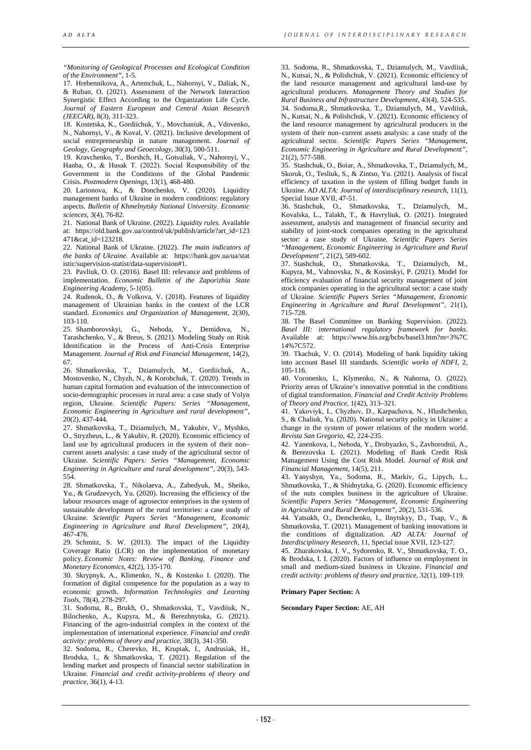*"Monitoring of Geological Processes and Ecological Condition of the Environment"*, 1-5.

17. Hrebennikova, A., Artemchuk, L., Nahornyi, V., Daliak, N., & Ruban, O. (2021). Assessment of the Network Interaction Synergistic Effect According to the Organization Life Cycle. *Journal of Eastern European and Central Asian Research (JEECAR)*, 8(3), 311-323.

18. Kostetska, K., Gordiichuk, Y., Movchaniuk, A., Vdovenko, N., Nahornyi, V., & Koval, V. (2021). Inclusive development of social entrepreneurship in nature management. *Journal of Geology, Geography and Geoecology*, 30(3), 500-511.

19. Kravchenko, T., Borshch, H., Gotsuliak, V., Nahornyi, V., Hanba, O., & Husak T. (2022). Social Responsibility of the Government in the Conditions of the Global Pandemic Crisis. *Postmodern Openings*, 13(1), 468-480.

20. Larionova, K., & Donchenko, V. (2020). Liquidity management banks of Ukraine in modern conditions: regulatory aspects. *Bulletin of Khmelnytsky National University. Economic sciences*, 3(4), 76-82.

21. National Bank of Ukraine. (2022). *Liquidity rules.* Available at: https://old.bank.gov.ua/control/uk/publish/article?art_id=123471&cat_id=123218.

22. National Bank of Ukraine. (2022). *The main indicators of the banks of Ukraine*. Available at: https://bank.gov.ua/ua/statistic/supervision-statist/data-supervision#1.

23. Pavliuk, O. O. (2016). Basel III: relevance and problems of implementation. *Economic Bulletin of the Zaporizhia State Engineering Academy*, 5-1(05).

24. Rudenok, O., & Volkova, V. (2018). Features of liquidity management of Ukrainian banks in the context of the LCR standard. *Economics and Organization of Management*, 2(30), 103-110.

25. Shamborovskyi, G., Nehoda, Y., Demidova, N., Tarashchenko, V., & Breus, S. (2021). Modeling Study on Risk Identification in the Process of Anti-Crisis Enterprise Management. *Journal of Risk and Financial Management*, 14(2), 67.

26. Shmatkovska, T., Dziamulych, M., Gordiichuk, A., Mostovenko, N., Chyzh, N., & Korobchuk, T. (2020). Trends in human capital formation and evaluation of the interconnection of socio-demographic processes in rural area: a case study of Volyn region, Ukraine. *Scientific Papers: Series "Management, Economic Engineering in Agriculture and rural development"*, 20(2), 437-444.

27. Shmatkovska, T., Dziamulych, M., Yakubiv, V., Myshko, O., Stryzheus, L., & Yakubiv, R. (2020). Economic efficiency of land use by agricultural producers in the system of their non–current assets analysis: a case study of the agricultural sector of Ukraine. *Scientific Papers: Series "Management, Economic Engineering in Agriculture and rural development"*, 20(3), 543-554.

28. Shmatkovska, T., Nikolaeva, A., Zabedyuk, M., Sheiko, Yu., & Grudzevych, Yu. (2020). Increasing the efficiency of the labour resources usage of agrosector enterprises in the system of sustainable development of the rural territories: a case study of Ukraine. *Scientific Papers Series "Management, Economic Engineering in Agriculture and Rural Development"*, 20(4), 467-476.

29. Schmitz, S. W. (2013). The impact of the Liquidity Coverage Ratio (LCR) on the implementation of monetary policy. *Economic Notes: Review of Banking, Finance and Monetary Economics*, 42(2), 135-170.

30. Skrypnyk, A., Klimenko, N., & Kostenko I. (2020). The formation of digital competence for the population as a way to economic growth. *Information Technologies and Learning Tools*, 78(4), 278-297.

31. Sodoma, R., Brukh, O., Shmatkovska, T., Vavdiiuk, N., Bilochenko, A., Kupyra, M., & Berezhnytska, G. (2021). Financing of the agro-industrial complex in the context of the implementation of international experience. *Financial and credit activity: problems of theory and practice*, 38(3), 341-350.

32. Sodoma, R., Cherevko, H., Krupiak, I., Andrusiak, H., Brodska, I., & Shmatkovska, T. (2021). Regulation of the lending market and prospects of financial sector stabilization in Ukraine. *Financial and credit activity-problems of theory and practice*, 36(1), 4-13.

33. Sodoma, R., Shmatkovska, T., Dziamulych, M., Vavdiiuk, N., Kutsai, N., & Polishchuk, V. (2021). Economic efficiency of the land resource management and agricultural land-use by agricultural producers. *Management Theory and Studies for Rural Business and Infrastructure Development*, 43(4), 524-535.

34. Sodoma,R., Shmatkovska, T., Dziamulych, M., Vavdiiuk, N., Kutsai, N., & Polishchuk, V. (2021). Economic efficiency of the land resource management by agricultural producers in the system of their non–current assets analysis: a case study of the agricultural sector. *Scientific Papers Series "Management, Economic Engineering in Agriculture and Rural Development"*, 21(2), 577-588.

35. Stashchuk, O., Boiar, A., Shmatkovska, T., Dziamulych, M., Skoruk, O., Tesliuk, S., & Zintso, Yu. (2021). Analysis of fiscal efficiency of taxation in the system of filling budget funds in Ukraine. *AD ALTA: Journal of interdisciplinary research*, 11(1), Special Issue XVII, 47-51.

36. Stashchuk, O., Shmatkovska, T., Dziamulych, M., Kovalska, L., Talakh, T., & Havryliuk, O. (2021). Integrated assessment, analysis and management of financial security and stability of joint-stock companies operating in the agricultural sector: a case study of Ukraine. *Scientific Papers Series "Management, Economic Engineering in Agriculture and Rural Development"*, 21(2), 589-602.

37. Stashchuk, O., Shmatkovska, T., Dziamulych, M., Kupyra, M., Vahnovska, N., & Kosinskyi, P. (2021). Model for efficiency evaluation of financial security management of joint stock companies operating in the agricultural sector: a case study of Ukraine. *Scientific Papers Series "Management, Economic Engineering in Agriculture and Rural Development"*, 21(1), 715-728.

38. The Basel Committee on Banking Supervision. (2022). *Basel III: international regulatory framework for banks*. Available at: https://www.bis.org/bcbs/basel3.htm?m=3%7C14%7C572.

39. Tkachuk, V. O. (2014). Modeling of bank liquidity taking into account Basel III standards. *Scientific works of NDFI*, 2, 105-116.

40. Voronenko, I., Klymenko, N., & Nahorna, O. (2022). Priority areas of Ukraine's innovative potential in the conditions of digital transformation. *Financial and Credit Activity Problems of Theory and Practice*, 1(42), 313–321.

41. Yakoviyk, I., Chyzhov, D., Karpachova, N., Hlushchenko, S., & Chaliuk, Yu. (2020). National security policy in Ukraine: a change in the system of power relations of the modern world. *Revista San Gregorio*, 42, 224-235.

42. Yanenkova, I., Nehoda, Y., Drobyazko, S., Zavhorodnii, A., & Berezovska L (2021). Modeling of Bank Credit Risk Management Using the Cost Risk Model. *Journal of Risk and Financial Management*, 14(5), 211.

43. Yanyshyn, Ya., Sodoma, R., Markiv, G., Lipych, L., Shmatkovska, T., & Shidnytzka, G. (2020). Economic efficiency of the nuts complex business in the agriculture of Ukraine. *Scientific Papers Series "Management, Economic Engineering in Agriculture and Rural Development"*, 20(2), 531-536.

44. Yatsukh, O., Demchenko, I., Ilnytskyy, D., Tsap, V., & Shmatkovska, T. (2021). Management of banking innovations in the conditions of digitalization. *AD ALTA: Journal of Interdisciplinary Research*, 11, Special issue XVII, 123-127.

45. Zhurakovska, I. V., Sydorenko, R. V., Shmatkovska, T. O., & Brodska, I. I. (2020). Factors of influence on employment in small and medium-sized business in Ukraine. *Financial and credit activity: problems of theory and practice*, 32(1), 109-119.

**Primary Paper Section:** A

**Secondary Paper Section:** AE, AH